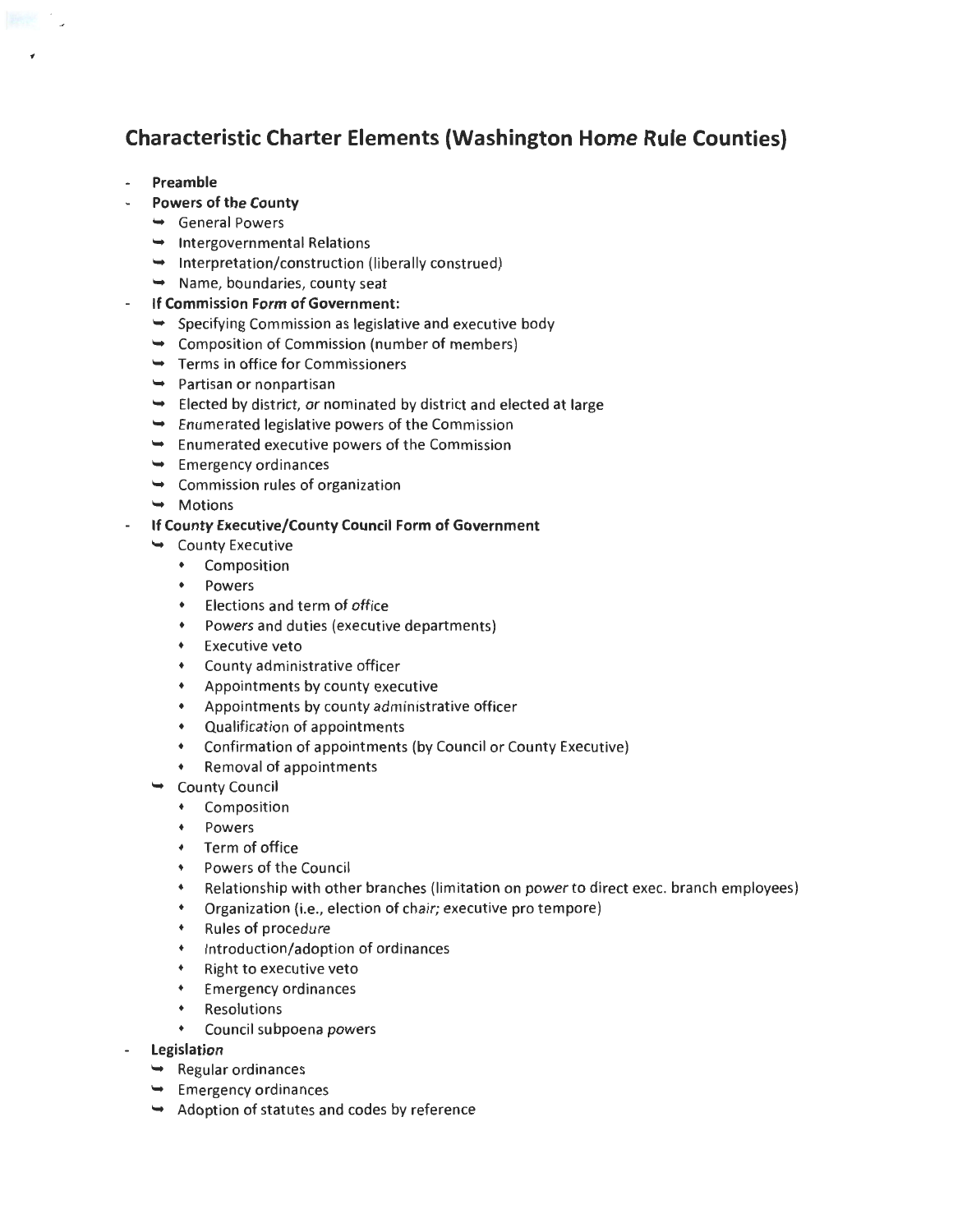# Characteristic Charter Elements (Washington Home Rule Counties)

- **Preamble**
- **Powers of the County**
  - General Powers
  - Intergovernmental Relations
  - Interpretation/construction (liberally construed)
  - Name, boundaries, county seat
- **If Commission Form of Government:**
  - Specifying Commission as legislative and executive body
  - Composition of Commission (number of members)
  - Terms in office for Commissioners
  - Partisan or nonpartisan
  - Elected by district, or nominated by district and elected at large
  - Enumerated legislative powers of the Commission
  - Enumerated executive powers of the Commission
  - Emergency ordinances
  - Commission rules of organization
  - Motions
- **If County Executive/County Council Form of Government**
  - County Executive
    - Composition
    - Powers
    - Elections and term of office
    - Powers and duties (executive departments)
    - Executive veto
    - County administrative officer
    - Appointments by county executive
    - Appointments by county administrative officer
    - Qualification of appointments
    - Confirmation of appointments (by Council or County Executive)
    - Removal of appointments
  - County Council
    - Composition
    - Powers
    - Term of office
    - Powers of the Council
    - Relationship with other branches (limitation on power to direct exec. branch employees)
    - Organization (i.e., election of chair; executive pro tempore)
    - Rules of procedure
    - Introduction/adoption of ordinances
    - Right to executive veto
    - Emergency ordinances
    - Resolutions
    - Council subpoena powers
- **Legislation**
  - Regular ordinances
  - Emergency ordinances
  - Adoption of statutes and codes by reference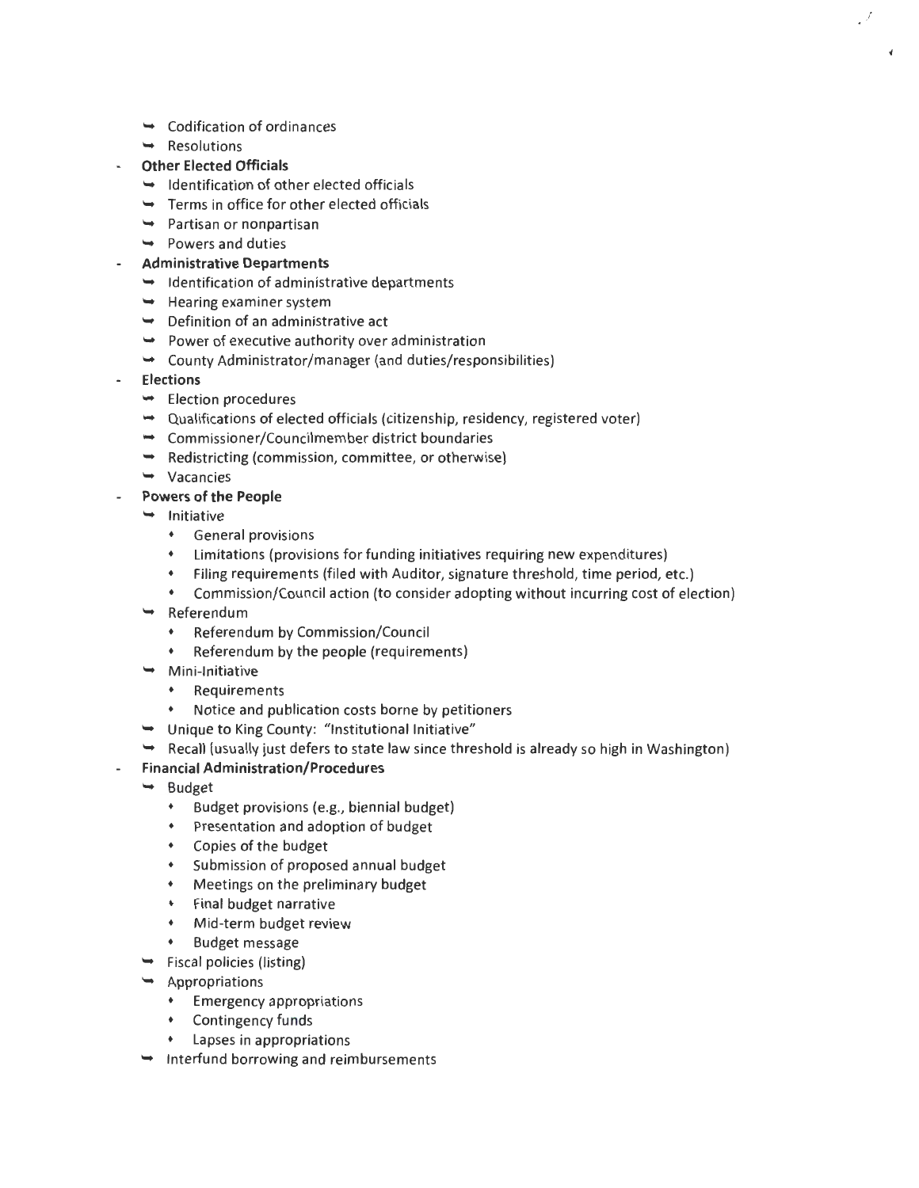- Codification of ordinances
  - Resolutions
- **Other Elected Officials**
  - Identification of other elected officials
  - Terms in office for other elected officials
  - Partisan or nonpartisan
  - Powers and duties
- **Administrative Departments**
  - Identification of administrative departments
  - Hearing examiner system
  - Definition of an administrative act
  - Power of executive authority over administration
  - County Administrator/manager (and duties/responsibilities)
- **Elections**
  - Election procedures
  - Qualifications of elected officials (citizenship, residency, registered voter)
  - Commissioner/Councilmember district boundaries
  - Redistricting (commission, committee, or otherwise)
  - Vacancies
- **Powers of the People**
  - Initiative
    - General provisions
    - Limitations (provisions for funding initiatives requiring new expenditures)
    - Filing requirements (filed with Auditor, signature threshold, time period, etc.)
    - Commission/Council action (to consider adopting without incurring cost of election)
  - Referendum
    - Referendum by Commission/Council
    - Referendum by the people (requirements)
  - Mini-Initiative
    - Requirements
    - Notice and publication costs borne by petitioners
  - Unique to King County: "Institutional Initiative"
  - Recall (usually just defers to state law since threshold is already so high in Washington)
- **Financial Administration/Procedures**
  - Budget
    - Budget provisions (e.g., biennial budget)
    - Presentation and adoption of budget
    - Copies of the budget
    - Submission of proposed annual budget
    - Meetings on the preliminary budget
    - Final budget narrative
    - Mid-term budget review
    - Budget message
  - Fiscal policies (listing)
  - Appropriations
    - Emergency appropriations
    - Contingency funds
    - Lapses in appropriations
  - Interfund borrowing and reimbursements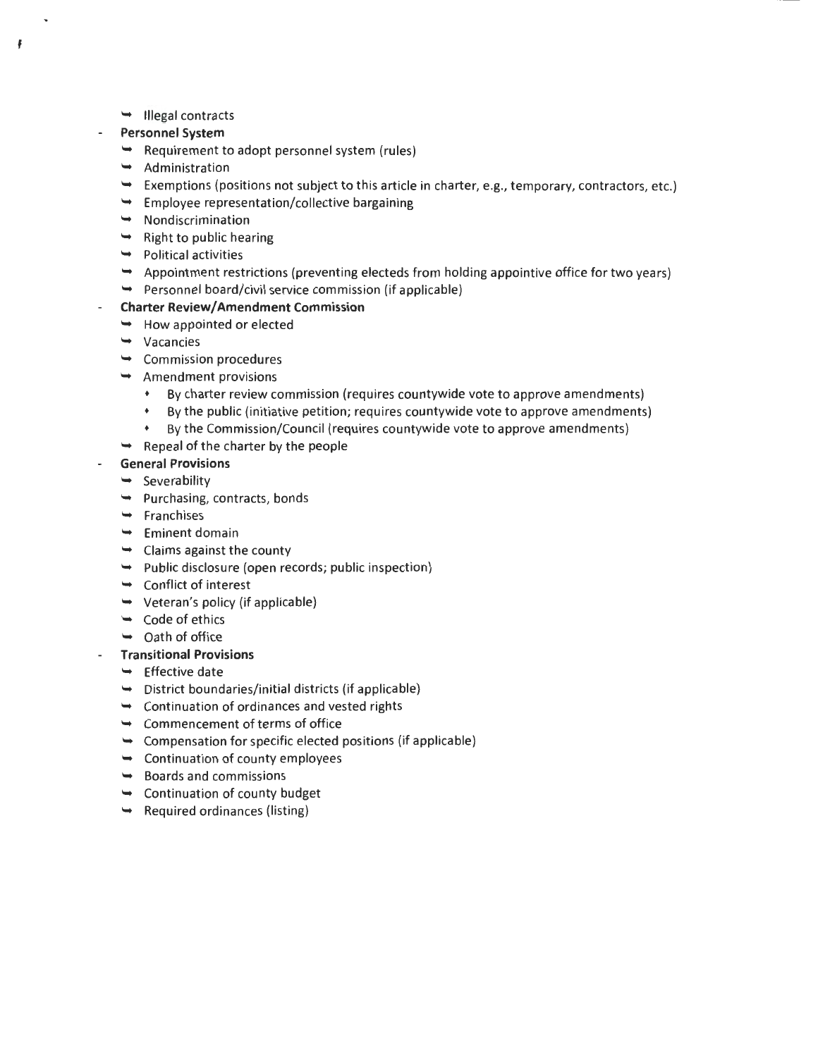- Illegal contracts

- **Personnel System**
  - Requirement to adopt personnel system (rules)
  - Administration
  - Exemptions (positions not subject to this article in charter, e.g., temporary, contractors, etc.)
  - Employee representation/collective bargaining
  - Nondiscrimination
  - Right to public hearing
  - Political activities
  - Appointment restrictions (preventing electeds from holding appointive office for two years)
  - Personnel board/civil service commission (if applicable)
- **Charter Review/Amendment Commission**
  - How appointed or elected
  - Vacancies
  - Commission procedures
  - Amendment provisions
    - By charter review commission (requires countywide vote to approve amendments)
    - By the public (initiative petition; requires countywide vote to approve amendments)
    - By the Commission/Council (requires countywide vote to approve amendments)
  - Repeal of the charter by the people
- **General Provisions**
  - Severability
  - Purchasing, contracts, bonds
  - Franchises
  - Eminent domain
  - Claims against the county
  - Public disclosure (open records; public inspection)
  - Conflict of interest
  - Veteran's policy (if applicable)
  - Code of ethics
  - Oath of office
- **Transitional Provisions**
  - Effective date
  - District boundaries/initial districts (if applicable)
  - Continuation of ordinances and vested rights
  - Commencement of terms of office
  - Compensation for specific elected positions (if applicable)
  - Continuation of county employees
  - Boards and commissions
  - Continuation of county budget
  - Required ordinances (listing)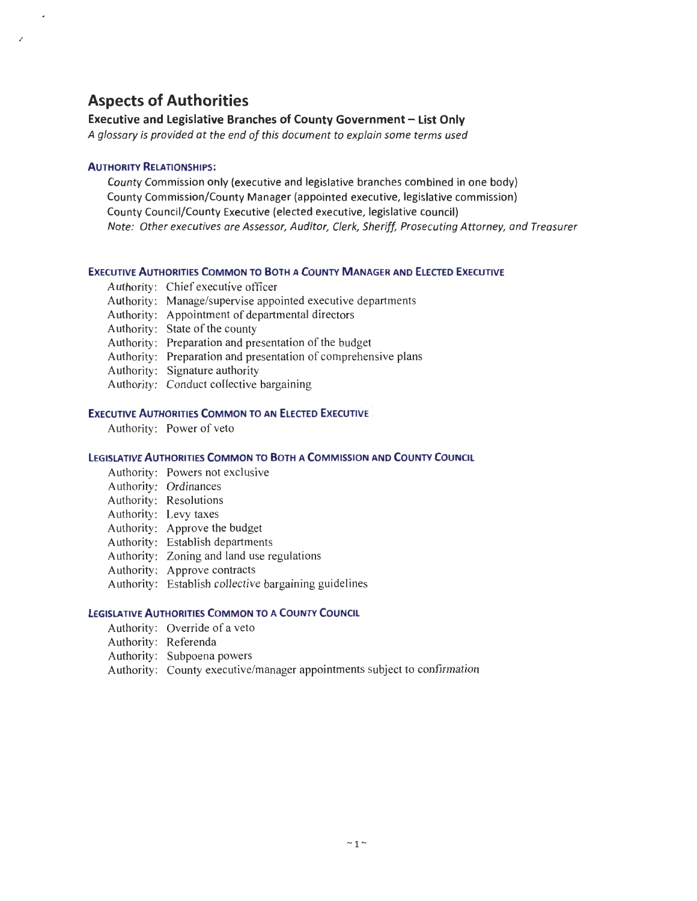# Aspects of Authorities

## Executive and Legislative Branches of County Government – List Only

*A glossary is provided at the end of this document to explain some terms used*

### Authority Relationships:

County Commission only (executive and legislative branches combined in one body)
County Commission/County Manager (appointed executive, legislative commission)
County Council/County Executive (elected executive, legislative council)
*Note: Other executives are Assessor, Auditor, Clerk, Sheriff, Prosecuting Attorney, and Treasurer*

### Executive Authorities Common to Both a County Manager and Elected Executive

Authority: Chief executive officer
Authority: Manage/supervise appointed executive departments
Authority: Appointment of departmental directors
Authority: State of the county
Authority: Preparation and presentation of the budget
Authority: Preparation and presentation of comprehensive plans
Authority: Signature authority
Authority: Conduct collective bargaining

### Executive Authorities Common to an Elected Executive

Authority: Power of veto

### Legislative Authorities Common to Both a Commission and County Council

Authority: Powers not exclusive
Authority: Ordinances
Authority: Resolutions
Authority: Levy taxes
Authority: Approve the budget
Authority: Establish departments
Authority: Zoning and land use regulations
Authority: Approve contracts
Authority: Establish collective bargaining guidelines

### Legislative Authorities Common to a County Council

Authority: Override of a veto
Authority: Referenda
Authority: Subpoena powers
Authority: County executive/manager appointments subject to confirmation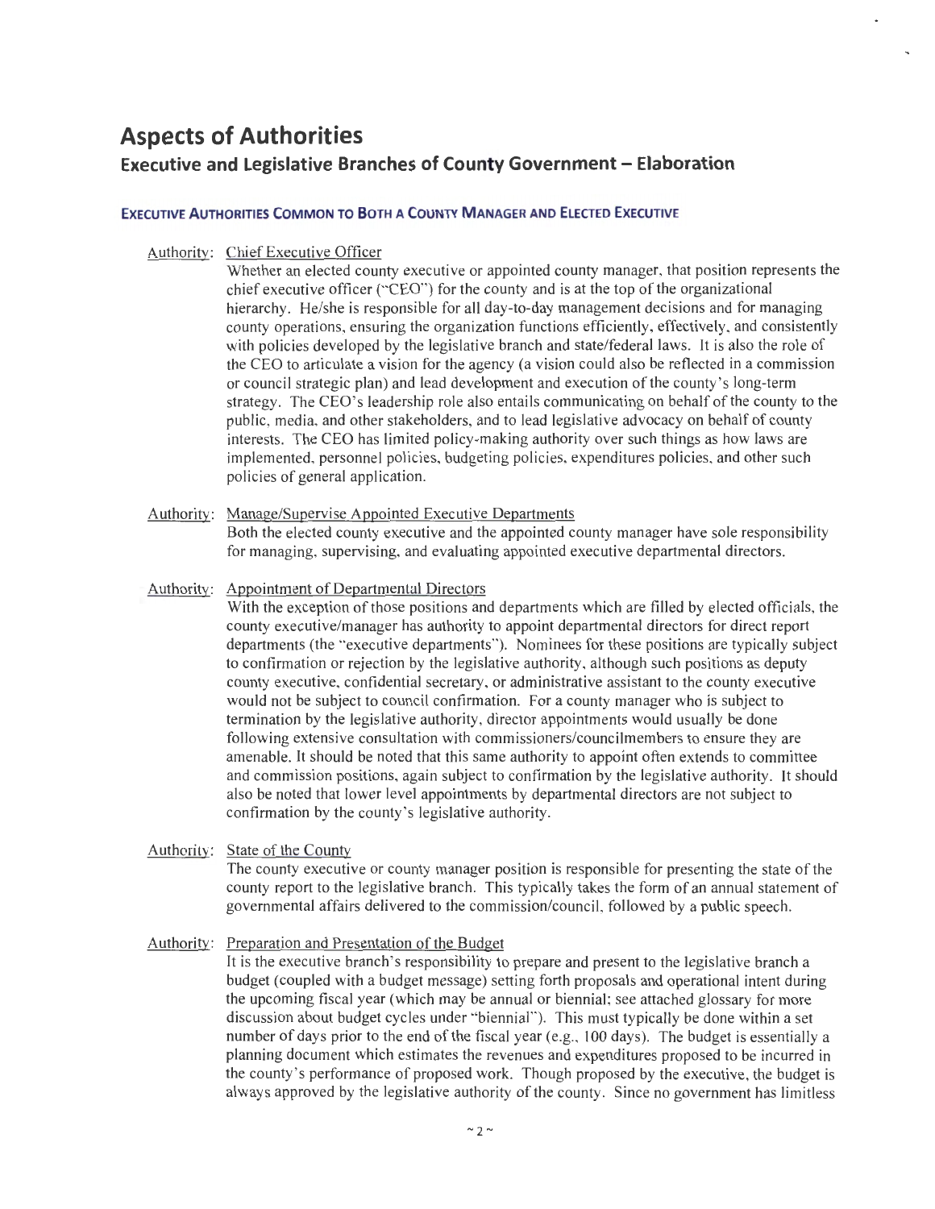# Aspects of Authorities

## Executive and Legislative Branches of County Government – Elaboration

### Executive Authorities Common to Both a County Manager and Elected Executive

Authority: Chief Executive Officer

Whether an elected county executive or appointed county manager, that position represents the chief executive officer ("CEO") for the county and is at the top of the organizational hierarchy. He/she is responsible for all day-to-day management decisions and for managing county operations, ensuring the organization functions efficiently, effectively, and consistently with policies developed by the legislative branch and state/federal laws. It is also the role of the CEO to articulate a vision for the agency (a vision could also be reflected in a commission or council strategic plan) and lead development and execution of the county's long-term strategy. The CEO's leadership role also entails communicating on behalf of the county to the public, media, and other stakeholders, and to lead legislative advocacy on behalf of county interests. The CEO has limited policy-making authority over such things as how laws are implemented, personnel policies, budgeting policies, expenditures policies, and other such policies of general application.

Authority: Manage/Supervise Appointed Executive Departments

Both the elected county executive and the appointed county manager have sole responsibility for managing, supervising, and evaluating appointed executive departmental directors.

Authority: Appointment of Departmental Directors

With the exception of those positions and departments which are filled by elected officials, the county executive/manager has authority to appoint departmental directors for direct report departments (the "executive departments"). Nominees for these positions are typically subject to confirmation or rejection by the legislative authority, although such positions as deputy county executive, confidential secretary, or administrative assistant to the county executive would not be subject to council confirmation. For a county manager who is subject to termination by the legislative authority, director appointments would usually be done following extensive consultation with commissioners/councilmembers to ensure they are amenable. It should be noted that this same authority to appoint often extends to committee and commission positions, again subject to confirmation by the legislative authority. It should also be noted that lower level appointments by departmental directors are not subject to confirmation by the county's legislative authority.

Authority: State of the County

The county executive or county manager position is responsible for presenting the state of the county report to the legislative branch. This typically takes the form of an annual statement of governmental affairs delivered to the commission/council, followed by a public speech.

Authority: Preparation and Presentation of the Budget

It is the executive branch's responsibility to prepare and present to the legislative branch a budget (coupled with a budget message) setting forth proposals and operational intent during the upcoming fiscal year (which may be annual or biennial; see attached glossary for more discussion about budget cycles under "biennial"). This must typically be done within a set number of days prior to the end of the fiscal year (e.g., 100 days). The budget is essentially a planning document which estimates the revenues and expenditures proposed to be incurred in the county's performance of proposed work. Though proposed by the executive, the budget is always approved by the legislative authority of the county. Since no government has limitless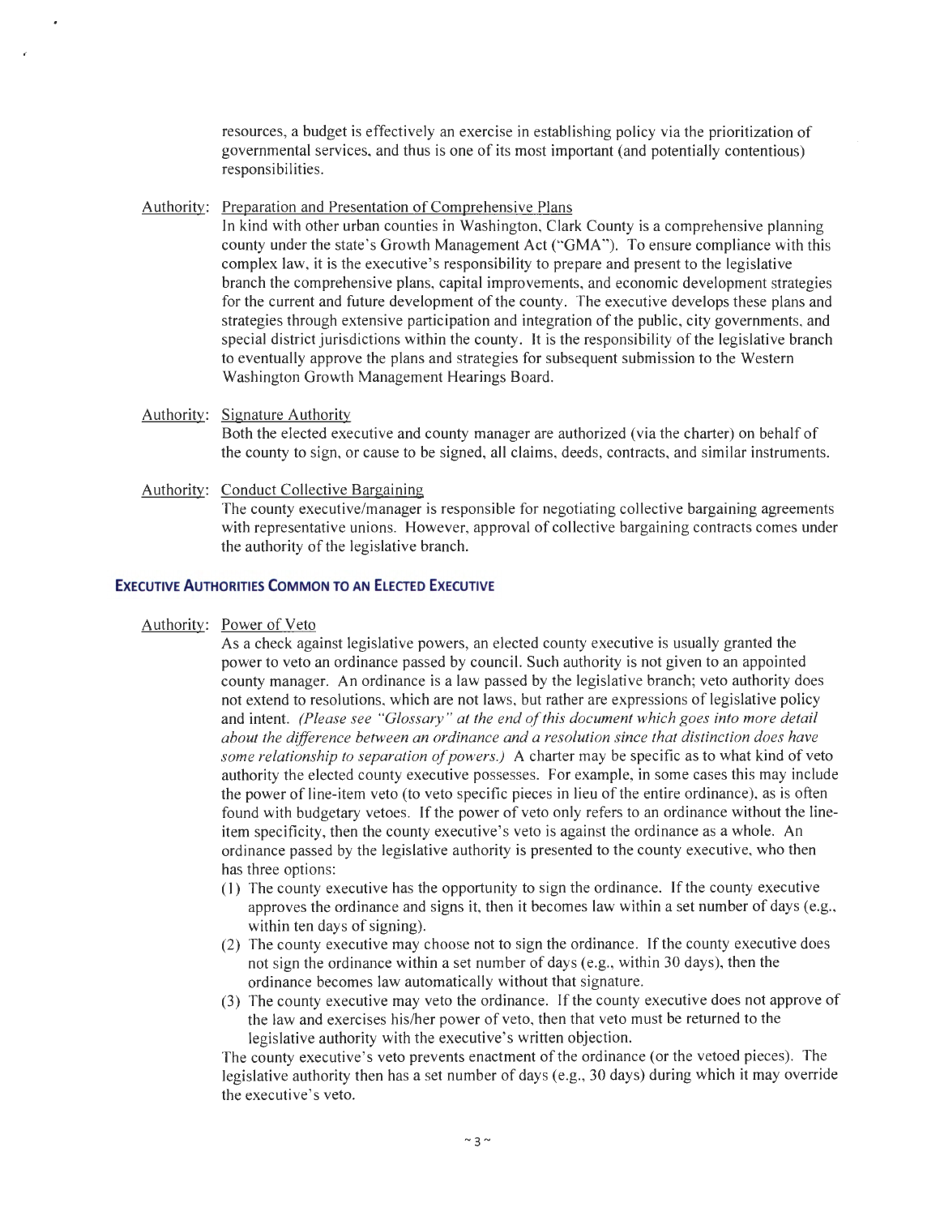resources, a budget is effectively an exercise in establishing policy via the prioritization of governmental services, and thus is one of its most important (and potentially contentious) responsibilities.

Authority: Preparation and Presentation of Comprehensive Plans

In kind with other urban counties in Washington, Clark County is a comprehensive planning county under the state's Growth Management Act ("GMA"). To ensure compliance with this complex law, it is the executive's responsibility to prepare and present to the legislative branch the comprehensive plans, capital improvements, and economic development strategies for the current and future development of the county. The executive develops these plans and strategies through extensive participation and integration of the public, city governments, and special district jurisdictions within the county. It is the responsibility of the legislative branch to eventually approve the plans and strategies for subsequent submission to the Western Washington Growth Management Hearings Board.

Authority: Signature Authority

Both the elected executive and county manager are authorized (via the charter) on behalf of the county to sign, or cause to be signed, all claims, deeds, contracts, and similar instruments.

Authority: Conduct Collective Bargaining

The county executive/manager is responsible for negotiating collective bargaining agreements with representative unions. However, approval of collective bargaining contracts comes under the authority of the legislative branch.

### Executive Authorities Common to an Elected Executive

Authority: Power of Veto

As a check against legislative powers, an elected county executive is usually granted the power to veto an ordinance passed by council. Such authority is not given to an appointed county manager. An ordinance is a law passed by the legislative branch; veto authority does not extend to resolutions, which are not laws, but rather are expressions of legislative policy and intent. *(Please see "Glossary" at the end of this document which goes into more detail about the difference between an ordinance and a resolution since that distinction does have some relationship to separation of powers.)* A charter may be specific as to what kind of veto authority the elected county executive possesses. For example, in some cases this may include the power of line-item veto (to veto specific pieces in lieu of the entire ordinance), as is often found with budgetary vetoes. If the power of veto only refers to an ordinance without the line-item specificity, then the county executive's veto is against the ordinance as a whole. An ordinance passed by the legislative authority is presented to the county executive, who then has three options:

(1) The county executive has the opportunity to sign the ordinance. If the county executive approves the ordinance and signs it, then it becomes law within a set number of days (e.g., within ten days of signing).
(2) The county executive may choose not to sign the ordinance. If the county executive does not sign the ordinance within a set number of days (e.g., within 30 days), then the ordinance becomes law automatically without that signature.
(3) The county executive may veto the ordinance. If the county executive does not approve of the law and exercises his/her power of veto, then that veto must be returned to the legislative authority with the executive's written objection.

The county executive's veto prevents enactment of the ordinance (or the vetoed pieces). The legislative authority then has a set number of days (e.g., 30 days) during which it may override the executive's veto.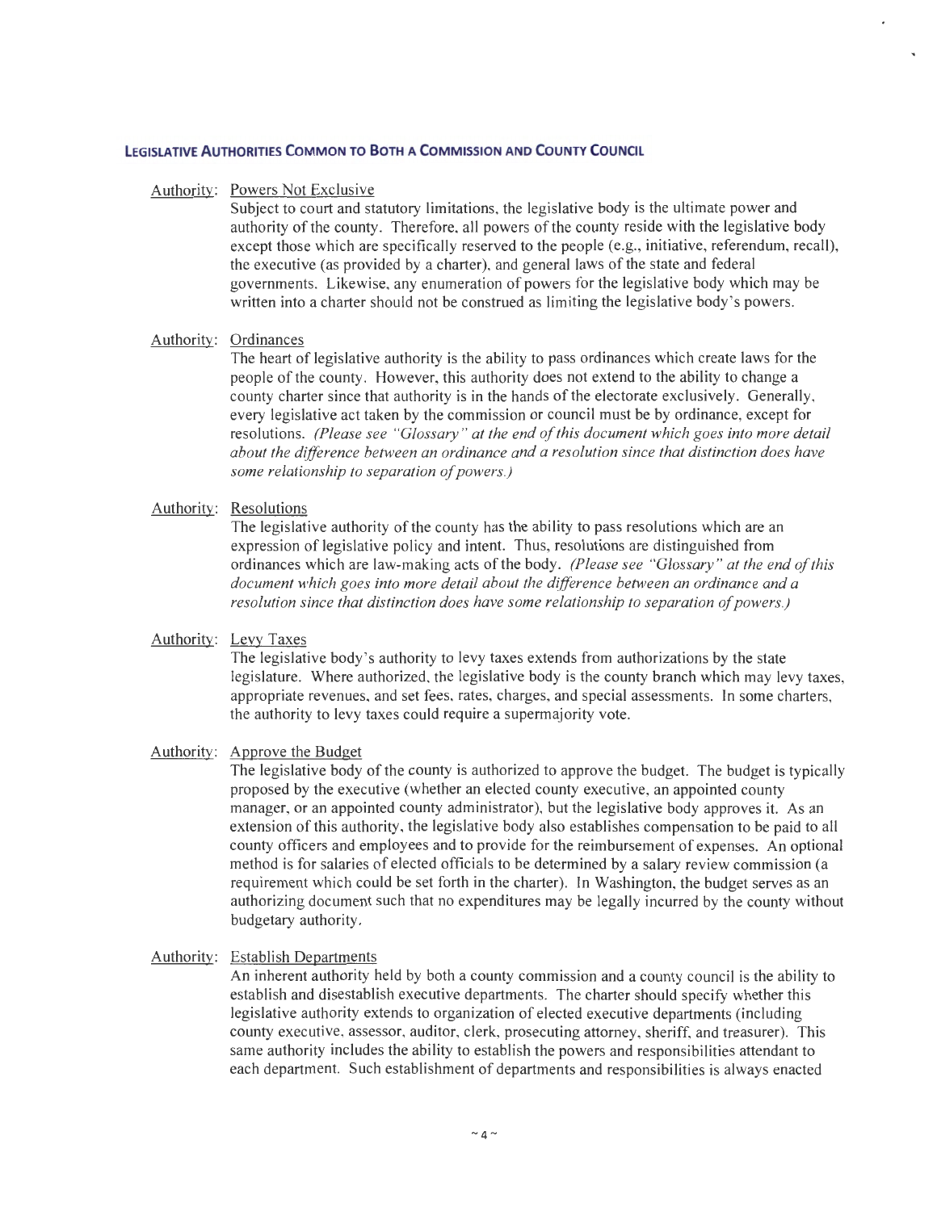## Legislative Authorities Common to Both a Commission and County Council

Authority: Powers Not Exclusive

Subject to court and statutory limitations, the legislative body is the ultimate power and authority of the county. Therefore, all powers of the county reside with the legislative body except those which are specifically reserved to the people (e.g., initiative, referendum, recall), the executive (as provided by a charter), and general laws of the state and federal governments. Likewise, any enumeration of powers for the legislative body which may be written into a charter should not be construed as limiting the legislative body's powers.

Authority: Ordinances

The heart of legislative authority is the ability to pass ordinances which create laws for the people of the county. However, this authority does not extend to the ability to change a county charter since that authority is in the hands of the electorate exclusively. Generally, every legislative act taken by the commission or council must be by ordinance, except for resolutions. *(Please see "Glossary" at the end of this document which goes into more detail about the difference between an ordinance and a resolution since that distinction does have some relationship to separation of powers.)*

Authority: Resolutions

The legislative authority of the county has the ability to pass resolutions which are an expression of legislative policy and intent. Thus, resolutions are distinguished from ordinances which are law-making acts of the body. *(Please see "Glossary" at the end of this document which goes into more detail about the difference between an ordinance and a resolution since that distinction does have some relationship to separation of powers.)*

Authority: Levy Taxes

The legislative body's authority to levy taxes extends from authorizations by the state legislature. Where authorized, the legislative body is the county branch which may levy taxes, appropriate revenues, and set fees, rates, charges, and special assessments. In some charters, the authority to levy taxes could require a supermajority vote.

Authority: Approve the Budget

The legislative body of the county is authorized to approve the budget. The budget is typically proposed by the executive (whether an elected county executive, an appointed county manager, or an appointed county administrator), but the legislative body approves it. As an extension of this authority, the legislative body also establishes compensation to be paid to all county officers and employees and to provide for the reimbursement of expenses. An optional method is for salaries of elected officials to be determined by a salary review commission (a requirement which could be set forth in the charter). In Washington, the budget serves as an authorizing document such that no expenditures may be legally incurred by the county without budgetary authority.

Authority: Establish Departments

An inherent authority held by both a county commission and a county council is the ability to establish and disestablish executive departments. The charter should specify whether this legislative authority extends to organization of elected executive departments (including county executive, assessor, auditor, clerk, prosecuting attorney, sheriff, and treasurer). This same authority includes the ability to establish the powers and responsibilities attendant to each department. Such establishment of departments and responsibilities is always enacted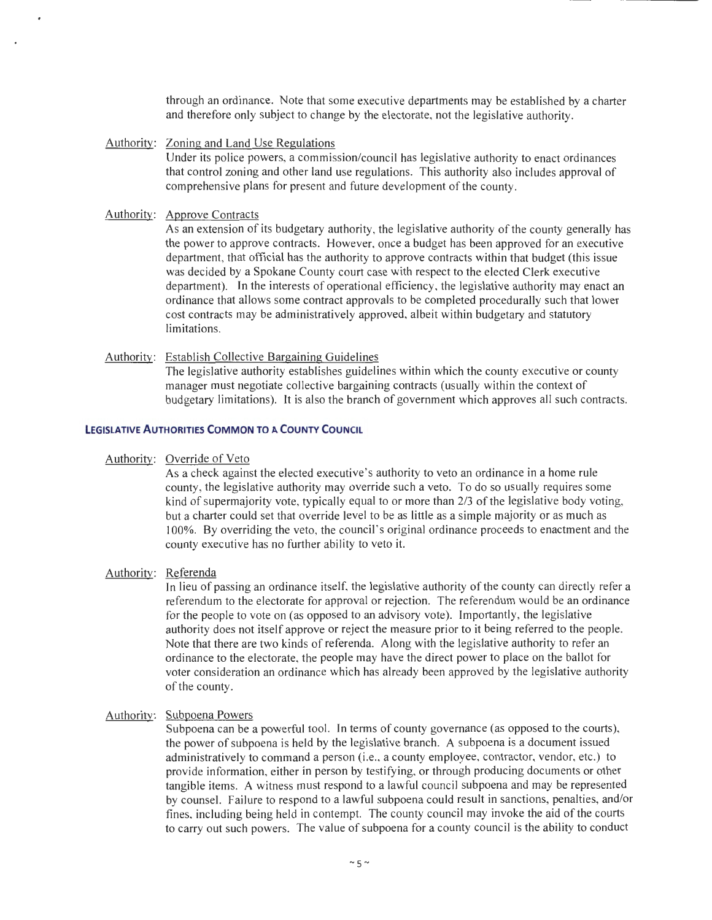through an ordinance. Note that some executive departments may be established by a charter and therefore only subject to change by the electorate, not the legislative authority.

Authority: <u>Zoning and Land Use Regulations</u>

Under its police powers, a commission/council has legislative authority to enact ordinances that control zoning and other land use regulations. This authority also includes approval of comprehensive plans for present and future development of the county.

Authority: <u>Approve Contracts</u>

As an extension of its budgetary authority, the legislative authority of the county generally has the power to approve contracts. However, once a budget has been approved for an executive department, that official has the authority to approve contracts within that budget (this issue was decided by a Spokane County court case with respect to the elected Clerk executive department). In the interests of operational efficiency, the legislative authority may enact an ordinance that allows some contract approvals to be completed procedurally such that lower cost contracts may be administratively approved, albeit within budgetary and statutory limitations.

Authority: <u>Establish Collective Bargaining Guidelines</u>

The legislative authority establishes guidelines within which the county executive or county manager must negotiate collective bargaining contracts (usually within the context of budgetary limitations). It is also the branch of government which approves all such contracts.

### LEGISLATIVE AUTHORITIES COMMON TO A COUNTY COUNCIL

Authority: <u>Override of Veto</u>

As a check against the elected executive's authority to veto an ordinance in a home rule county, the legislative authority may override such a veto. To do so usually requires some kind of supermajority vote, typically equal to or more than 2/3 of the legislative body voting, but a charter could set that override level to be as little as a simple majority or as much as 100%. By overriding the veto, the council's original ordinance proceeds to enactment and the county executive has no further ability to veto it.

Authority: <u>Referenda</u>

In lieu of passing an ordinance itself, the legislative authority of the county can directly refer a referendum to the electorate for approval or rejection. The referendum would be an ordinance for the people to vote on (as opposed to an advisory vote). Importantly, the legislative authority does not itself approve or reject the measure prior to it being referred to the people. Note that there are two kinds of referenda. Along with the legislative authority to refer an ordinance to the electorate, the people may have the direct power to place on the ballot for voter consideration an ordinance which has already been approved by the legislative authority of the county.

Authority: <u>Subpoena Powers</u>

Subpoena can be a powerful tool. In terms of county governance (as opposed to the courts), the power of subpoena is held by the legislative branch. A subpoena is a document issued administratively to command a person (i.e., a county employee, contractor, vendor, etc.) to provide information, either in person by testifying, or through producing documents or other tangible items. A witness must respond to a lawful council subpoena and may be represented by counsel. Failure to respond to a lawful subpoena could result in sanctions, penalties, and/or fines, including being held in contempt. The county council may invoke the aid of the courts to carry out such powers. The value of subpoena for a county council is the ability to conduct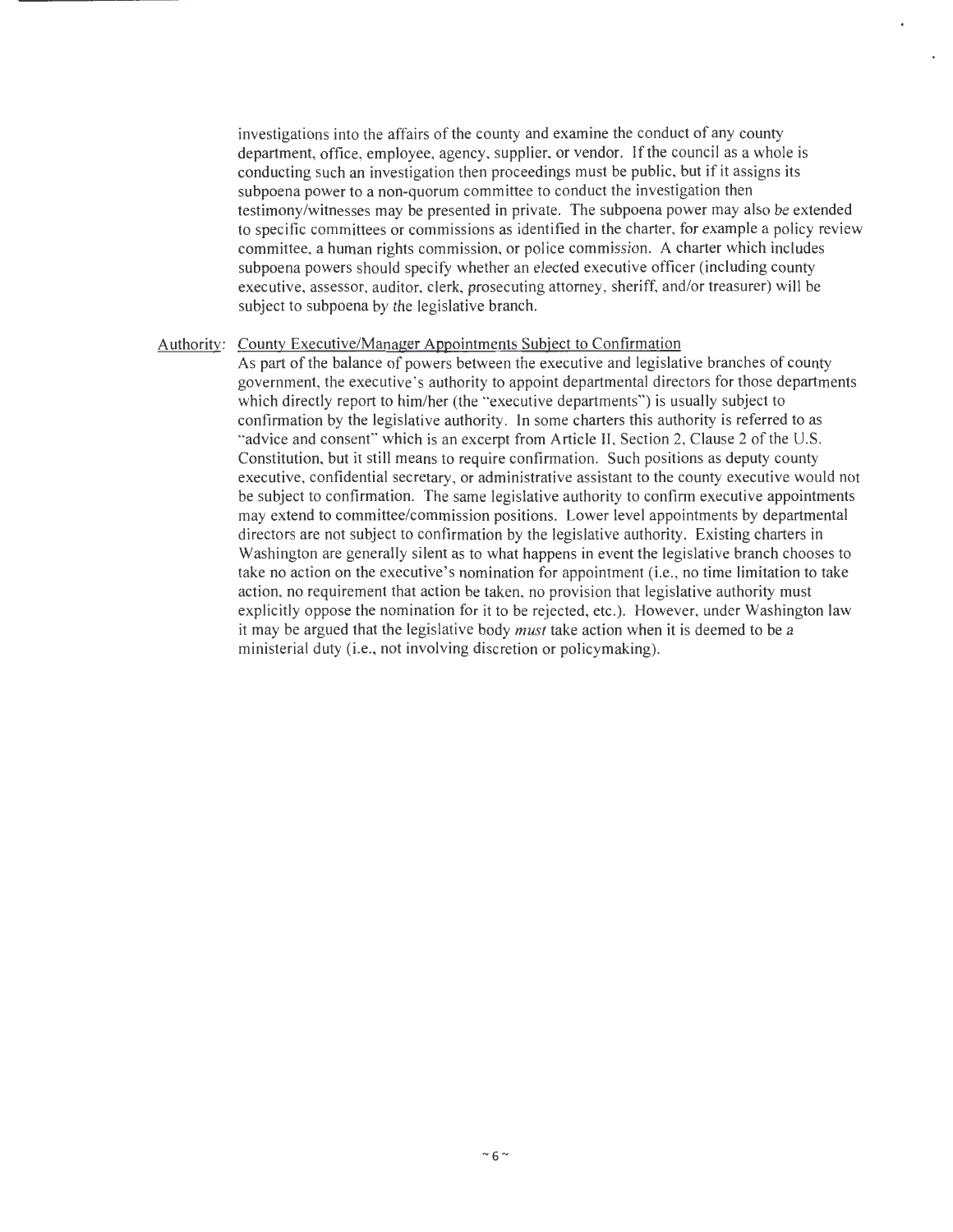investigations into the affairs of the county and examine the conduct of any county department, office, employee, agency, supplier, or vendor. If the council as a whole is conducting such an investigation then proceedings must be public, but if it assigns its subpoena power to a non-quorum committee to conduct the investigation then testimony/witnesses may be presented in private. The subpoena power may also be extended to specific committees or commissions as identified in the charter, for example a policy review committee, a human rights commission, or police commission. A charter which includes subpoena powers should specify whether an elected executive officer (including county executive, assessor, auditor, clerk, prosecuting attorney, sheriff, and/or treasurer) will be subject to subpoena by the legislative branch.

Authority: County Executive/Manager Appointments Subject to Confirmation

As part of the balance of powers between the executive and legislative branches of county government, the executive's authority to appoint departmental directors for those departments which directly report to him/her (the "executive departments") is usually subject to confirmation by the legislative authority. In some charters this authority is referred to as "advice and consent" which is an excerpt from Article II, Section 2, Clause 2 of the U.S. Constitution, but it still means to require confirmation. Such positions as deputy county executive, confidential secretary, or administrative assistant to the county executive would not be subject to confirmation. The same legislative authority to confirm executive appointments may extend to committee/commission positions. Lower level appointments by departmental directors are not subject to confirmation by the legislative authority. Existing charters in Washington are generally silent as to what happens in event the legislative branch chooses to take no action on the executive's nomination for appointment (i.e., no time limitation to take action, no requirement that action be taken, no provision that legislative authority must explicitly oppose the nomination for it to be rejected, etc.). However, under Washington law it may be argued that the legislative body *must* take action when it is deemed to be a ministerial duty (i.e., not involving discretion or policymaking).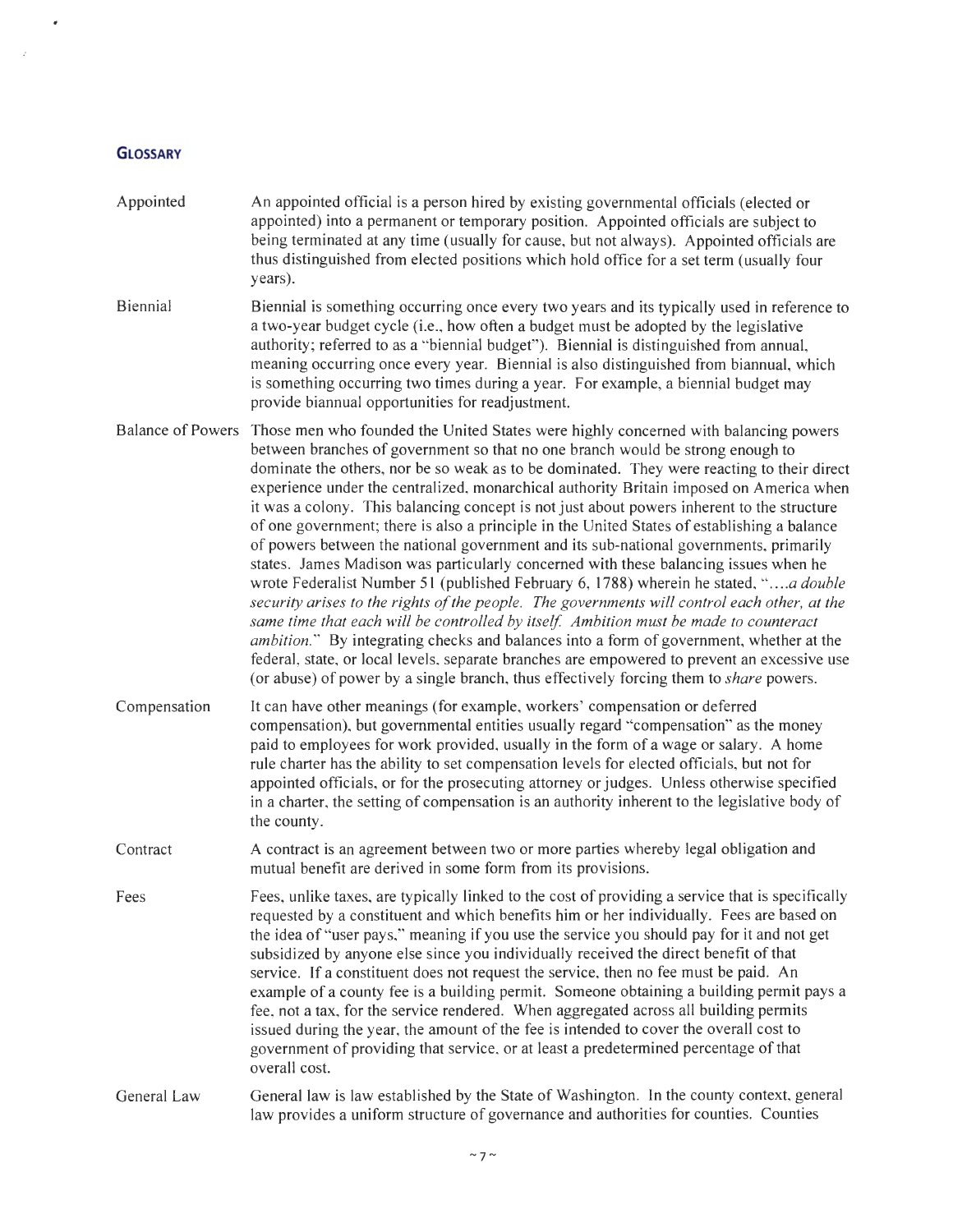## GLOSSARY

**Appointed** — An appointed official is a person hired by existing governmental officials (elected or appointed) into a permanent or temporary position. Appointed officials are subject to being terminated at any time (usually for cause, but not always). Appointed officials are thus distinguished from elected positions which hold office for a set term (usually four years).

**Biennial** — Biennial is something occurring once every two years and its typically used in reference to a two-year budget cycle (i.e., how often a budget must be adopted by the legislative authority; referred to as a "biennial budget"). Biennial is distinguished from annual, meaning occurring once every year. Biennial is also distinguished from biannual, which is something occurring two times during a year. For example, a biennial budget may provide biannual opportunities for readjustment.

**Balance of Powers** — Those men who founded the United States were highly concerned with balancing powers between branches of government so that no one branch would be strong enough to dominate the others, nor be so weak as to be dominated. They were reacting to their direct experience under the centralized, monarchical authority Britain imposed on America when it was a colony. This balancing concept is not just about powers inherent to the structure of one government; there is also a principle in the United States of establishing a balance of powers between the national government and its sub-national governments, primarily states. James Madison was particularly concerned with these balancing issues when he wrote Federalist Number 51 (published February 6, 1788) wherein he stated, "*....a double security arises to the rights of the people. The governments will control each other, at the same time that each will be controlled by itself. Ambition must be made to counteract ambition.*" By integrating checks and balances into a form of government, whether at the federal, state, or local levels, separate branches are empowered to prevent an excessive use (or abuse) of power by a single branch, thus effectively forcing them to *share* powers.

**Compensation** — It can have other meanings (for example, workers' compensation or deferred compensation), but governmental entities usually regard "compensation" as the money paid to employees for work provided, usually in the form of a wage or salary. A home rule charter has the ability to set compensation levels for elected officials, but not for appointed officials, or for the prosecuting attorney or judges. Unless otherwise specified in a charter, the setting of compensation is an authority inherent to the legislative body of the county.

**Contract** — A contract is an agreement between two or more parties whereby legal obligation and mutual benefit are derived in some form from its provisions.

**Fees** — Fees, unlike taxes, are typically linked to the cost of providing a service that is specifically requested by a constituent and which benefits him or her individually. Fees are based on the idea of "user pays," meaning if you use the service you should pay for it and not get subsidized by anyone else since you individually received the direct benefit of that service. If a constituent does not request the service, then no fee must be paid. An example of a county fee is a building permit. Someone obtaining a building permit pays a fee, not a tax, for the service rendered. When aggregated across all building permits issued during the year, the amount of the fee is intended to cover the overall cost to government of providing that service, or at least a predetermined percentage of that overall cost.

**General Law** — General law is law established by the State of Washington. In the county context, general law provides a uniform structure of governance and authorities for counties. Counties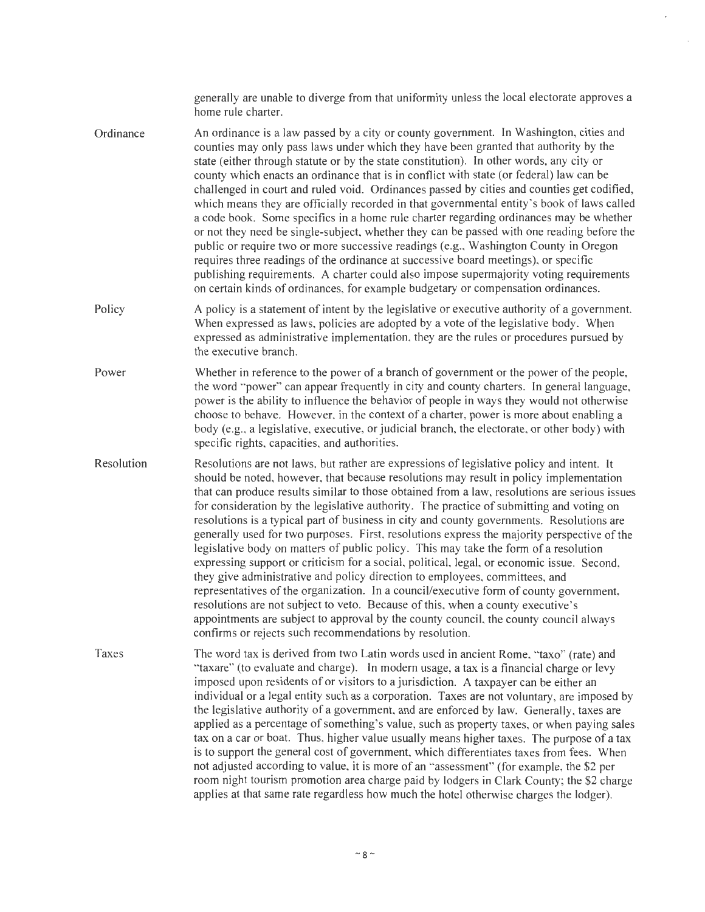generally are unable to diverge from that uniformity unless the local electorate approves a home rule charter.

**Ordinance**

An ordinance is a law passed by a city or county government. In Washington, cities and counties may only pass laws under which they have been granted that authority by the state (either through statute or by the state constitution). In other words, any city or county which enacts an ordinance that is in conflict with state (or federal) law can be challenged in court and ruled void. Ordinances passed by cities and counties get codified, which means they are officially recorded in that governmental entity's book of laws called a code book. Some specifics in a home rule charter regarding ordinances may be whether or not they need be single-subject, whether they can be passed with one reading before the public or require two or more successive readings (e.g., Washington County in Oregon requires three readings of the ordinance at successive board meetings), or specific publishing requirements. A charter could also impose supermajority voting requirements on certain kinds of ordinances, for example budgetary or compensation ordinances.

**Policy**

A policy is a statement of intent by the legislative or executive authority of a government. When expressed as laws, policies are adopted by a vote of the legislative body. When expressed as administrative implementation, they are the rules or procedures pursued by the executive branch.

**Power**

Whether in reference to the power of a branch of government or the power of the people, the word "power" can appear frequently in city and county charters. In general language, power is the ability to influence the behavior of people in ways they would not otherwise choose to behave. However, in the context of a charter, power is more about enabling a body (e.g., a legislative, executive, or judicial branch, the electorate, or other body) with specific rights, capacities, and authorities.

**Resolution**

Resolutions are not laws, but rather are expressions of legislative policy and intent. It should be noted, however, that because resolutions may result in policy implementation that can produce results similar to those obtained from a law, resolutions are serious issues for consideration by the legislative authority. The practice of submitting and voting on resolutions is a typical part of business in city and county governments. Resolutions are generally used for two purposes. First, resolutions express the majority perspective of the legislative body on matters of public policy. This may take the form of a resolution expressing support or criticism for a social, political, legal, or economic issue. Second, they give administrative and policy direction to employees, committees, and representatives of the organization. In a council/executive form of county government, resolutions are not subject to veto. Because of this, when a county executive's appointments are subject to approval by the county council, the county council always confirms or rejects such recommendations by resolution.

**Taxes**

The word tax is derived from two Latin words used in ancient Rome, "taxo" (rate) and "taxare" (to evaluate and charge). In modern usage, a tax is a financial charge or levy imposed upon residents of or visitors to a jurisdiction. A taxpayer can be either an individual or a legal entity such as a corporation. Taxes are not voluntary, are imposed by the legislative authority of a government, and are enforced by law. Generally, taxes are applied as a percentage of something's value, such as property taxes, or when paying sales tax on a car or boat. Thus, higher value usually means higher taxes. The purpose of a tax is to support the general cost of government, which differentiates taxes from fees. When not adjusted according to value, it is more of an "assessment" (for example, the $2 per room night tourism promotion area charge paid by lodgers in Clark County; the $2 charge applies at that same rate regardless how much the hotel otherwise charges the lodger).